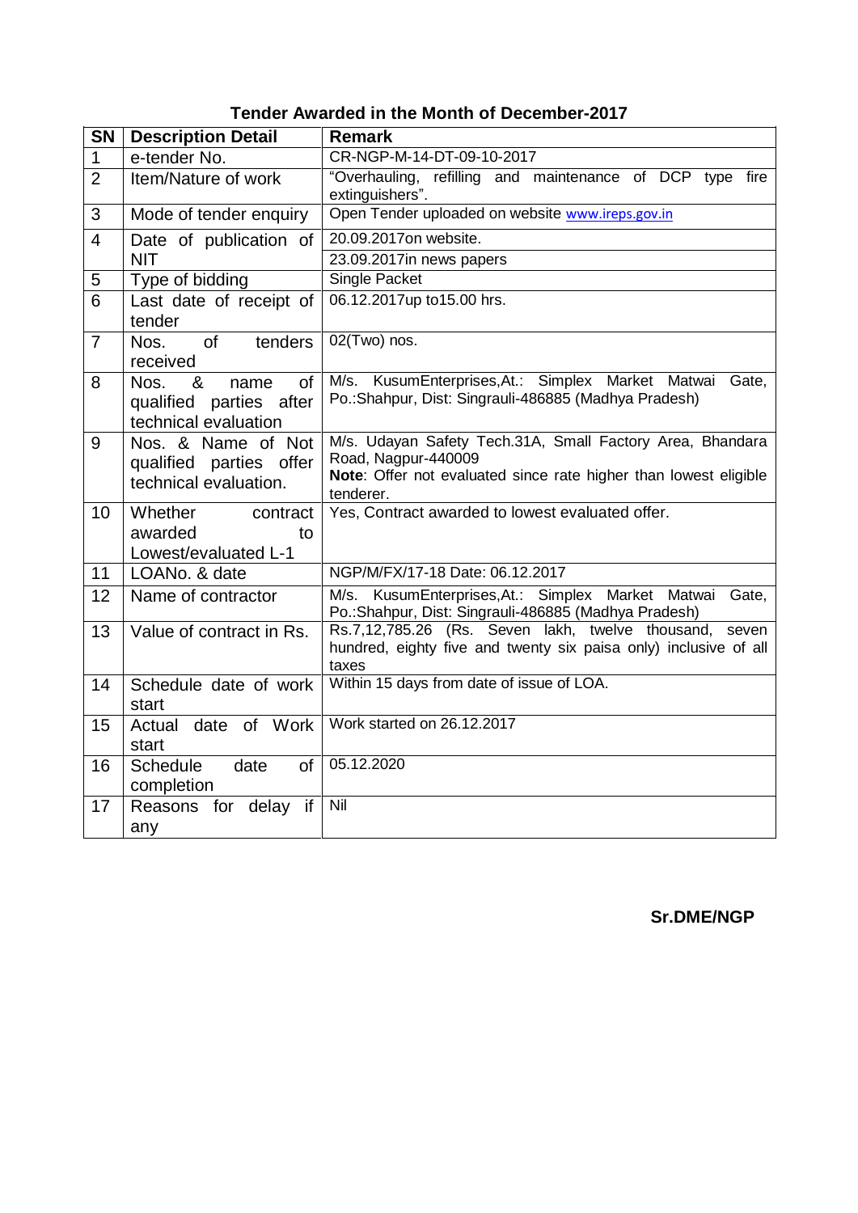# Tender Awarded in the Month of December-2017

| SN | Description Detail | Remark |
|---|---|---|
| 1 | e-tender No. | CR-NGP-M-14-DT-09-10-2017 |
| 2 | Item/Nature of work | "Overhauling, refilling and maintenance of DCP type fire extinguishers". |
| 3 | Mode of tender enquiry | Open Tender uploaded on website www.ireps.gov.in |
| 4 | Date of publication of NIT | 20.09.2017on website.<br>23.09.2017in news papers |
| 5 | Type of bidding | Single Packet |
| 6 | Last date of receipt of tender | 06.12.2017up to15.00 hrs. |
| 7 | Nos. of tenders received | 02(Two) nos. |
| 8 | Nos. & name of qualified parties after technical evaluation | M/s. KusumEnterprises,At.: Simplex Market Matwai Gate, Po.:Shahpur, Dist: Singrauli-486885 (Madhya Pradesh) |
| 9 | Nos. & Name of Not qualified parties offer technical evaluation. | M/s. Udayan Safety Tech.31A, Small Factory Area, Bhandara Road, Nagpur-440009<br>**Note**: Offer not evaluated since rate higher than lowest eligible tenderer. |
| 10 | Whether contract awarded to Lowest/evaluated L-1 | Yes, Contract awarded to lowest evaluated offer. |
| 11 | LOANo. & date | NGP/M/FX/17-18 Date: 06.12.2017 |
| 12 | Name of contractor | M/s. KusumEnterprises,At.: Simplex Market Matwai Gate, Po.:Shahpur, Dist: Singrauli-486885 (Madhya Pradesh) |
| 13 | Value of contract in Rs. | Rs.7,12,785.26 (Rs. Seven lakh, twelve thousand, seven hundred, eighty five and twenty six paisa only) inclusive of all taxes |
| 14 | Schedule date of work start | Within 15 days from date of issue of LOA. |
| 15 | Actual date of Work start | Work started on 26.12.2017 |
| 16 | Schedule date of completion | 05.12.2020 |
| 17 | Reasons for delay if any | Nil |

**Sr.DME/NGP**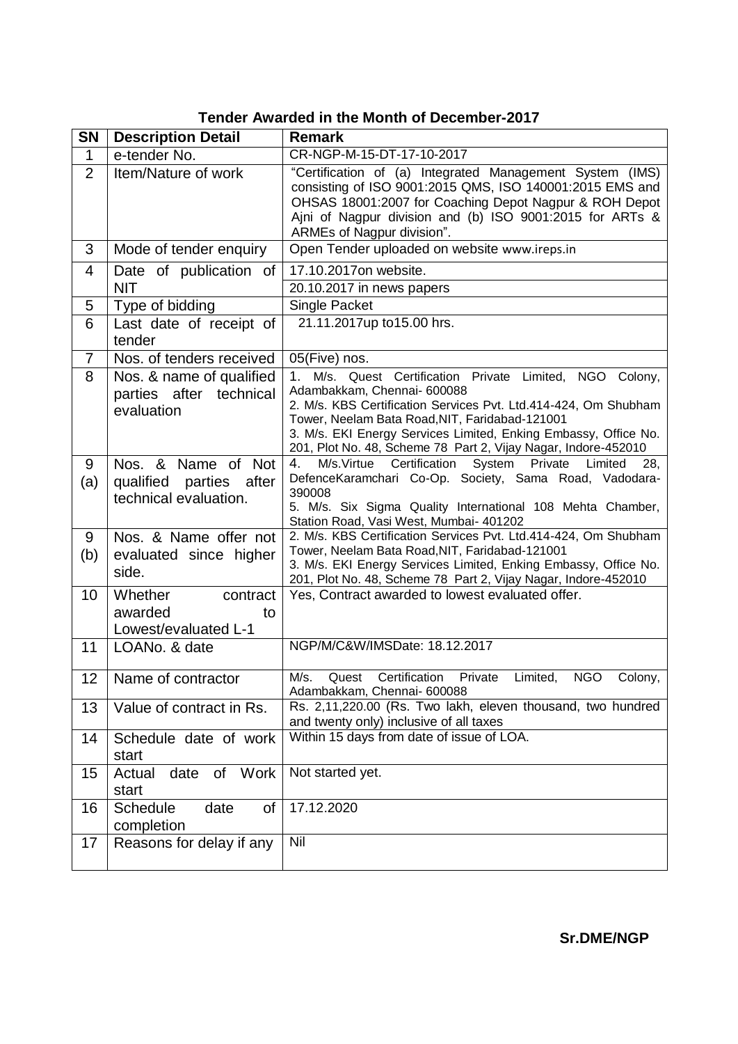**Tender Awarded in the Month of December-2017**

| SN | Description Detail | Remark |
|---|---|---|
| 1 | e-tender No. | CR-NGP-M-15-DT-17-10-2017 |
| 2 | Item/Nature of work | "Certification of (a) Integrated Management System (IMS) consisting of ISO 9001:2015 QMS, ISO 140001:2015 EMS and OHSAS 18001:2007 for Coaching Depot Nagpur & ROH Depot Ajni of Nagpur division and (b) ISO 9001:2015 for ARTs & ARMEs of Nagpur division". |
| 3 | Mode of tender enquiry | Open Tender uploaded on website www.ireps.in |
| 4 | Date of publication of NIT | 17.10.2017on website.<br>20.10.2017 in news papers |
| 5 | Type of bidding | Single Packet |
| 6 | Last date of receipt of tender | 21.11.2017up to15.00 hrs. |
| 7 | Nos. of tenders received | 05(Five) nos. |
| 8 | Nos. & name of qualified parties after technical evaluation | 1. M/s. Quest Certification Private Limited, NGO Colony, Adambakkam, Chennai- 600088<br>2. M/s. KBS Certification Services Pvt. Ltd.414-424, Om Shubham Tower, Neelam Bata Road,NIT, Faridabad-121001<br>3. M/s. EKI Energy Services Limited, Enking Embassy, Office No. 201, Plot No. 48, Scheme 78 Part 2, Vijay Nagar, Indore-452010 |
| 9 (a) | Nos. & Name of Not qualified parties after technical evaluation. | 4. M/s.Virtue Certification System Private Limited 28, DefenceKaramchari Co-Op. Society, Sama Road, Vadodara-390008<br>5. M/s. Six Sigma Quality International 108 Mehta Chamber, Station Road, Vasi West, Mumbai- 401202 |
| 9 (b) | Nos. & Name offer not evaluated since higher side. | 2. M/s. KBS Certification Services Pvt. Ltd.414-424, Om Shubham Tower, Neelam Bata Road,NIT, Faridabad-121001<br>3. M/s. EKI Energy Services Limited, Enking Embassy, Office No. 201, Plot No. 48, Scheme 78 Part 2, Vijay Nagar, Indore-452010 |
| 10 | Whether contract awarded to Lowest/evaluated L-1 | Yes, Contract awarded to lowest evaluated offer. |
| 11 | LOANo. & date | NGP/M/C&W/IMSDate: 18.12.2017 |
| 12 | Name of contractor | M/s. Quest Certification Private Limited, NGO Colony, Adambakkam, Chennai- 600088 |
| 13 | Value of contract in Rs. | Rs. 2,11,220.00 (Rs. Two lakh, eleven thousand, two hundred and twenty only) inclusive of all taxes |
| 14 | Schedule date of work start | Within 15 days from date of issue of LOA. |
| 15 | Actual date of Work start | Not started yet. |
| 16 | Schedule date of completion | 17.12.2020 |
| 17 | Reasons for delay if any | Nil |

**Sr.DME/NGP**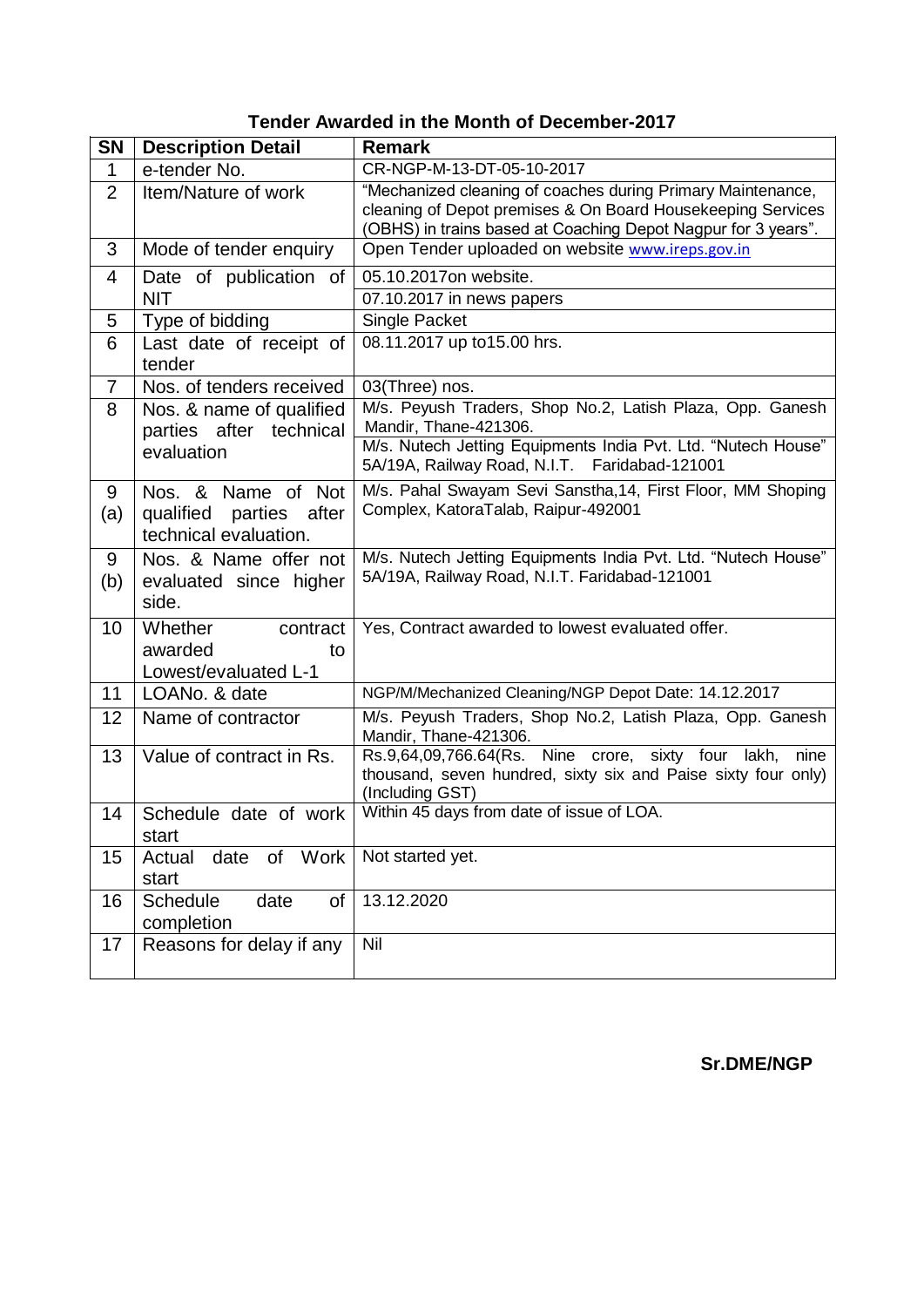## Tender Awarded in the Month of December-2017

| SN | Description Detail | Remark |
|---|---|---|
| 1 | e-tender No. | CR-NGP-M-13-DT-05-10-2017 |
| 2 | Item/Nature of work | "Mechanized cleaning of coaches during Primary Maintenance, cleaning of Depot premises & On Board Housekeeping Services (OBHS) in trains based at Coaching Depot Nagpur for 3 years". |
| 3 | Mode of tender enquiry | Open Tender uploaded on website www.ireps.gov.in |
| 4 | Date of publication of NIT | 05.10.2017on website.<br>07.10.2017 in news papers |
| 5 | Type of bidding | Single Packet |
| 6 | Last date of receipt of tender | 08.11.2017 up to15.00 hrs. |
| 7 | Nos. of tenders received | 03(Three) nos. |
| 8 | Nos. & name of qualified parties after technical evaluation | M/s. Peyush Traders, Shop No.2, Latish Plaza, Opp. Ganesh Mandir, Thane-421306.<br>M/s. Nutech Jetting Equipments India Pvt. Ltd. "Nutech House" 5A/19A, Railway Road, N.I.T. Faridabad-121001 |
| 9 (a) | Nos. & Name of Not qualified parties after technical evaluation. | M/s. Pahal Swayam Sevi Sanstha,14, First Floor, MM Shoping Complex, KatoraTalab, Raipur-492001 |
| 9 (b) | Nos. & Name offer not evaluated since higher side. | M/s. Nutech Jetting Equipments India Pvt. Ltd. "Nutech House" 5A/19A, Railway Road, N.I.T. Faridabad-121001 |
| 10 | Whether contract awarded to Lowest/evaluated L-1 | Yes, Contract awarded to lowest evaluated offer. |
| 11 | LOANo. & date | NGP/M/Mechanized Cleaning/NGP Depot Date: 14.12.2017 |
| 12 | Name of contractor | M/s. Peyush Traders, Shop No.2, Latish Plaza, Opp. Ganesh Mandir, Thane-421306. |
| 13 | Value of contract in Rs. | Rs.9,64,09,766.64(Rs. Nine crore, sixty four lakh, nine thousand, seven hundred, sixty six and Paise sixty four only) (Including GST) |
| 14 | Schedule date of work start | Within 45 days from date of issue of LOA. |
| 15 | Actual date of Work start | Not started yet. |
| 16 | Schedule date of completion | 13.12.2020 |
| 17 | Reasons for delay if any | Nil |

**Sr.DME/NGP**